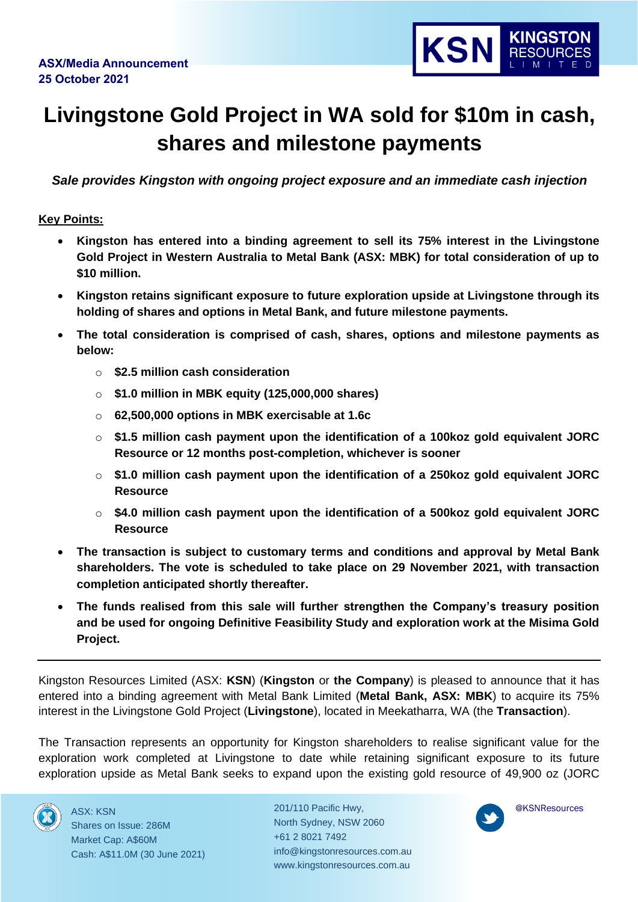**ASX/Media Announcement**
**25 October 2021**

# Livingstone Gold Project in WA sold for $10m in cash, shares and milestone payments

***Sale provides Kingston with ongoing project exposure and an immediate cash injection***

**Key Points:**

- **Kingston has entered into a binding agreement to sell its 75% interest in the Livingstone Gold Project in Western Australia to Metal Bank (ASX: MBK) for total consideration of up to $10 million.**
- **Kingston retains significant exposure to future exploration upside at Livingstone through its holding of shares and options in Metal Bank, and future milestone payments.**
- **The total consideration is comprised of cash, shares, options and milestone payments as below:**
  - **$2.5 million cash consideration**
  - **$1.0 million in MBK equity (125,000,000 shares)**
  - **62,500,000 options in MBK exercisable at 1.6c**
  - **$1.5 million cash payment upon the identification of a 100koz gold equivalent JORC Resource or 12 months post-completion, whichever is sooner**
  - **$1.0 million cash payment upon the identification of a 250koz gold equivalent JORC Resource**
  - **$4.0 million cash payment upon the identification of a 500koz gold equivalent JORC Resource**
- **The transaction is subject to customary terms and conditions and approval by Metal Bank shareholders. The vote is scheduled to take place on 29 November 2021, with transaction completion anticipated shortly thereafter.**
- **The funds realised from this sale will further strengthen the Company's treasury position and be used for ongoing Definitive Feasibility Study and exploration work at the Misima Gold Project.**

---

Kingston Resources Limited (ASX: **KSN**) (**Kingston** or **the Company**) is pleased to announce that it has entered into a binding agreement with Metal Bank Limited (**Metal Bank, ASX: MBK**) to acquire its 75% interest in the Livingstone Gold Project (**Livingstone**), located in Meekatharra, WA (the **Transaction**).

The Transaction represents an opportunity for Kingston shareholders to realise significant value for the exploration work completed at Livingstone to date while retaining significant exposure to its future exploration upside as Metal Bank seeks to expand upon the existing gold resource of 49,900 oz (JORC

ASX: KSN
Shares on Issue: 286M
Market Cap: A$60M
Cash: A$11.0M (30 June 2021)

201/110 Pacific Hwy,
North Sydney, NSW 2060
+61 2 8021 7492
info@kingstonresources.com.au
www.kingstonresources.com.au

@KSNResources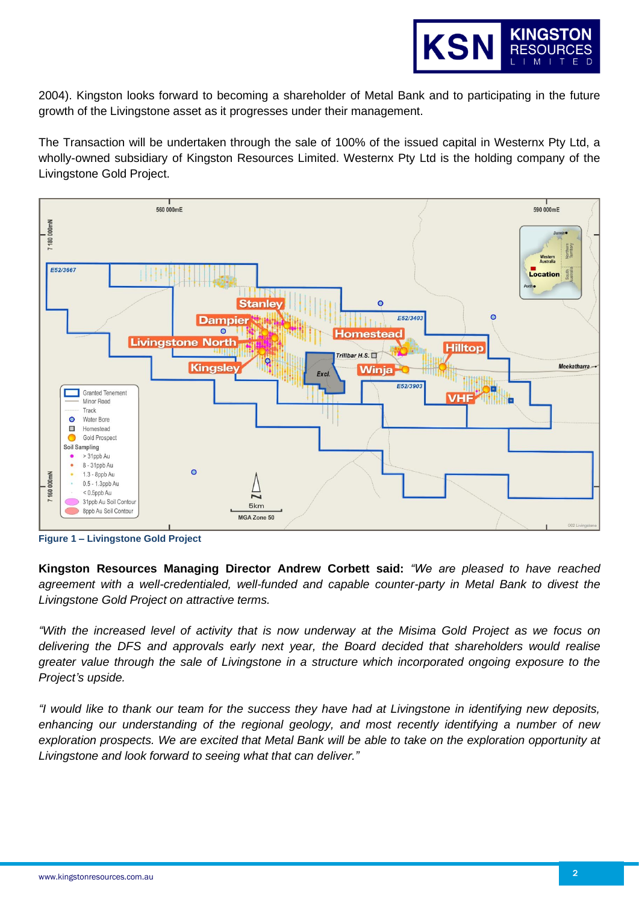2004). Kingston looks forward to becoming a shareholder of Metal Bank and to participating in the future growth of the Livingstone asset as it progresses under their management.

The Transaction will be undertaken through the sale of 100% of the issued capital in Westernx Pty Ltd, a wholly-owned subsidiary of Kingston Resources Limited. Westernx Pty Ltd is the holding company of the Livingstone Gold Project.

560 000mE
590 000mE
7 180 000mN
7 160 000mN
E52/3667
E52/3403
E52/3903
Stanley
Dampier
Livingstone North
Kingsley
Homestead
Hilltop
Winja
VHF
Trillbar H.S.
Excl.
Meekatharra
Darwin
Western Australia
Northern Territory
South Australia
Location
Perth
Granted Tenement
Minor Road
Track
Water Bore
Homestead
Gold Prospect
Soil Sampling
> 31ppb Au
8 - 31ppb Au
1.3 - 8ppb Au
0.5 - 1.3ppb Au
< 0.5ppb Au
31ppb Au Soil Contour
8ppb Au Soil Contour
N
5km
MGA Zone 50

**Figure 1 – Livingstone Gold Project**

**Kingston Resources Managing Director Andrew Corbett said:** *"We are pleased to have reached agreement with a well-credentialed, well-funded and capable counter-party in Metal Bank to divest the Livingstone Gold Project on attractive terms.*

*"With the increased level of activity that is now underway at the Misima Gold Project as we focus on delivering the DFS and approvals early next year, the Board decided that shareholders would realise greater value through the sale of Livingstone in a structure which incorporated ongoing exposure to the Project's upside.*

*"I would like to thank our team for the success they have had at Livingstone in identifying new deposits, enhancing our understanding of the regional geology, and most recently identifying a number of new exploration prospects. We are excited that Metal Bank will be able to take on the exploration opportunity at Livingstone and look forward to seeing what that can deliver."*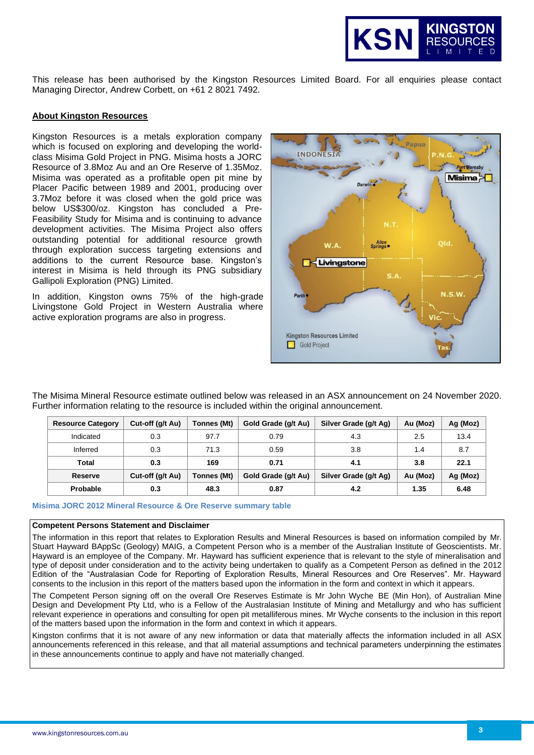This release has been authorised by the Kingston Resources Limited Board. For all enquiries please contact Managing Director, Andrew Corbett, on +61 2 8021 7492.

## About Kingston Resources

Kingston Resources is a metals exploration company which is focused on exploring and developing the world-class Misima Gold Project in PNG. Misima hosts a JORC Resource of 3.8Moz Au and an Ore Reserve of 1.35Moz. Misima was operated as a profitable open pit mine by Placer Pacific between 1989 and 2001, producing over 3.7Moz before it was closed when the gold price was below US$300/oz. Kingston has concluded a Pre-Feasibility Study for Misima and is continuing to advance development activities. The Misima Project also offers outstanding potential for additional resource growth through exploration success targeting extensions and additions to the current Resource base. Kingston's interest in Misima is held through its PNG subsidiary Gallipoli Exploration (PNG) Limited.

In addition, Kingston owns 75% of the high-grade Livingstone Gold Project in Western Australia where active exploration programs are also in progress.

The Misima Mineral Resource estimate outlined below was released in an ASX announcement on 24 November 2020. Further information relating to the resource is included within the original announcement.

| Resource Category | Cut-off (g/t Au) | Tonnes (Mt) | Gold Grade (g/t Au) | Silver Grade (g/t Ag) | Au (Moz) | Ag (Moz) |
|---|---|---|---|---|---|---|
| Indicated | 0.3 | 97.7 | 0.79 | 4.3 | 2.5 | 13.4 |
| Inferred | 0.3 | 71.3 | 0.59 | 3.8 | 1.4 | 8.7 |
| **Total** | **0.3** | **169** | **0.71** | **4.1** | **3.8** | **22.1** |
| **Reserve** | **Cut-off (g/t Au)** | **Tonnes (Mt)** | **Gold Grade (g/t Au)** | **Silver Grade (g/t Ag)** | **Au (Moz)** | **Ag (Moz)** |
| **Probable** | **0.3** | **48.3** | **0.87** | **4.2** | **1.35** | **6.48** |

**Misima JORC 2012 Mineral Resource & Ore Reserve summary table**

**Competent Persons Statement and Disclaimer**

The information in this report that relates to Exploration Results and Mineral Resources is based on information compiled by Mr. Stuart Hayward BAppSc (Geology) MAIG, a Competent Person who is a member of the Australian Institute of Geoscientists. Mr. Hayward is an employee of the Company. Mr. Hayward has sufficient experience that is relevant to the style of mineralisation and type of deposit under consideration and to the activity being undertaken to qualify as a Competent Person as defined in the 2012 Edition of the "Australasian Code for Reporting of Exploration Results, Mineral Resources and Ore Reserves". Mr. Hayward consents to the inclusion in this report of the matters based upon the information in the form and context in which it appears.

The Competent Person signing off on the overall Ore Reserves Estimate is Mr John Wyche BE (Min Hon), of Australian Mine Design and Development Pty Ltd, who is a Fellow of the Australasian Institute of Mining and Metallurgy and who has sufficient relevant experience in operations and consulting for open pit metalliferous mines. Mr Wyche consents to the inclusion in this report of the matters based upon the information in the form and context in which it appears.

Kingston confirms that it is not aware of any new information or data that materially affects the information included in all ASX announcements referenced in this release, and that all material assumptions and technical parameters underpinning the estimates in these announcements continue to apply and have not materially changed.